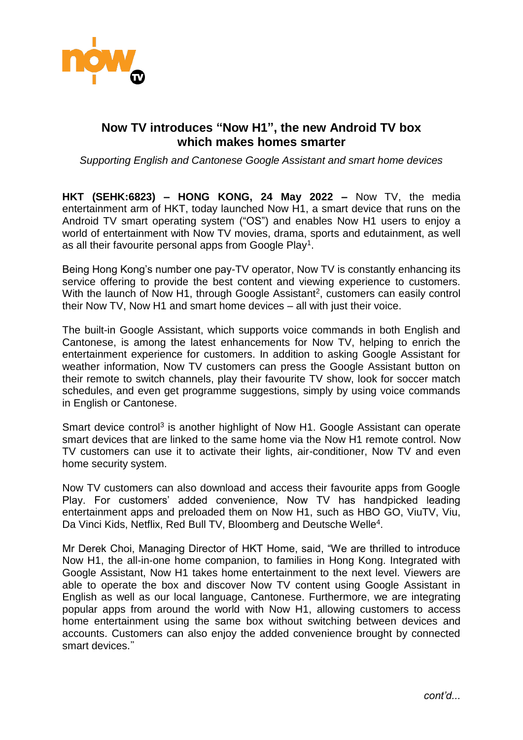# Now TV introduces "Now H1", the new Android TV box which makes homes smarter

*Supporting English and Cantonese Google Assistant and smart home devices*

**HKT (SEHK:6823) – HONG KONG, 24 May 2022 –** Now TV, the media entertainment arm of HKT, today launched Now H1, a smart device that runs on the Android TV smart operating system ("OS") and enables Now H1 users to enjoy a world of entertainment with Now TV movies, drama, sports and edutainment, as well as all their favourite personal apps from Google Play[1].

Being Hong Kong's number one pay-TV operator, Now TV is constantly enhancing its service offering to provide the best content and viewing experience to customers. With the launch of Now H1, through Google Assistant[2], customers can easily control their Now TV, Now H1 and smart home devices – all with just their voice.

The built-in Google Assistant, which supports voice commands in both English and Cantonese, is among the latest enhancements for Now TV, helping to enrich the entertainment experience for customers. In addition to asking Google Assistant for weather information, Now TV customers can press the Google Assistant button on their remote to switch channels, play their favourite TV show, look for soccer match schedules, and even get programme suggestions, simply by using voice commands in English or Cantonese.

Smart device control[3] is another highlight of Now H1. Google Assistant can operate smart devices that are linked to the same home via the Now H1 remote control. Now TV customers can use it to activate their lights, air-conditioner, Now TV and even home security system.

Now TV customers can also download and access their favourite apps from Google Play. For customers' added convenience, Now TV has handpicked leading entertainment apps and preloaded them on Now H1, such as HBO GO, ViuTV, Viu, Da Vinci Kids, Netflix, Red Bull TV, Bloomberg and Deutsche Welle[4].

Mr Derek Choi, Managing Director of HKT Home, said, "We are thrilled to introduce Now H1, the all-in-one home companion, to families in Hong Kong. Integrated with Google Assistant, Now H1 takes home entertainment to the next level. Viewers are able to operate the box and discover Now TV content using Google Assistant in English as well as our local language, Cantonese. Furthermore, we are integrating popular apps from around the world with Now H1, allowing customers to access home entertainment using the same box without switching between devices and accounts. Customers can also enjoy the added convenience brought by connected smart devices."

*cont'd...*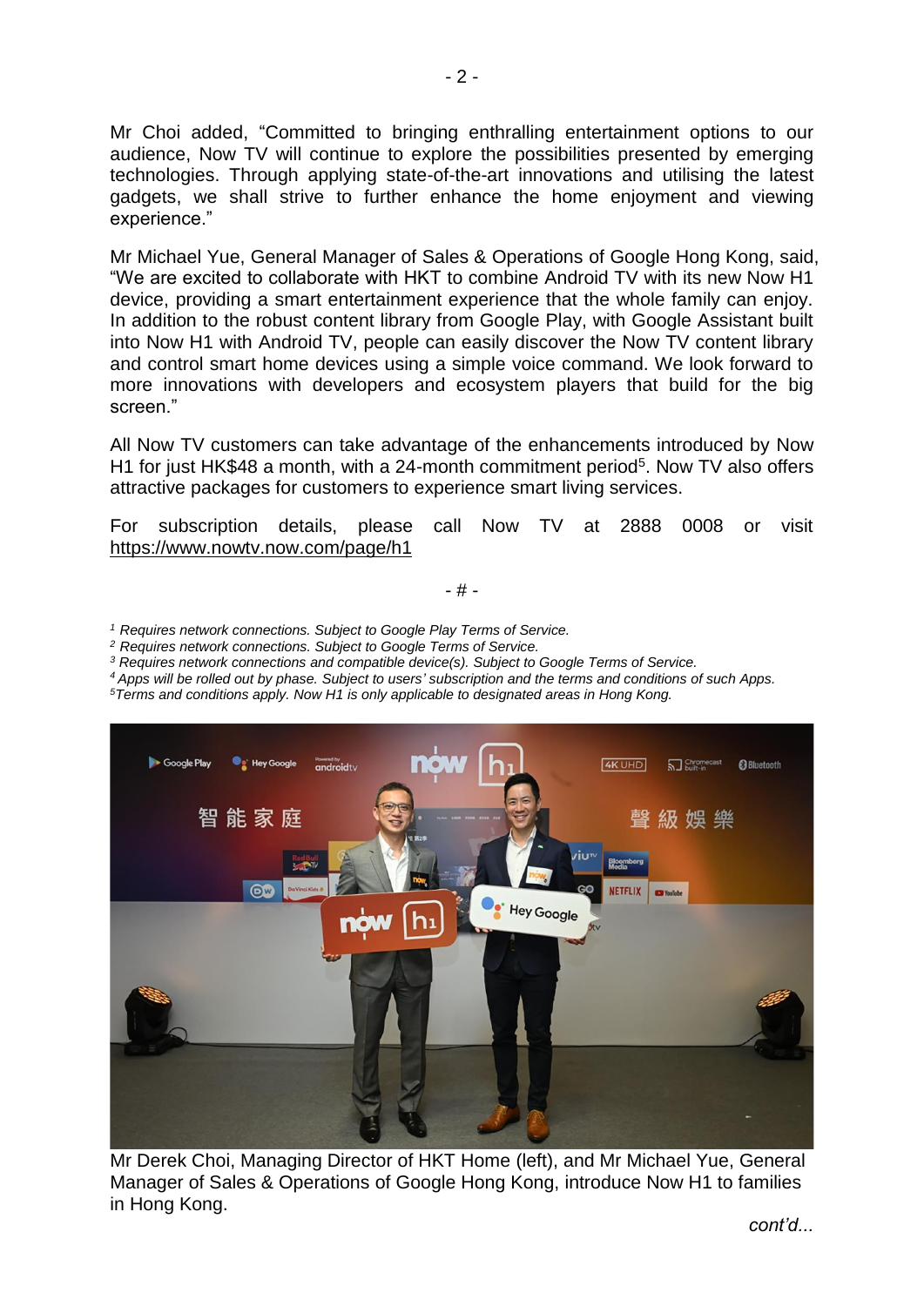Mr Choi added, "Committed to bringing enthralling entertainment options to our audience, Now TV will continue to explore the possibilities presented by emerging technologies. Through applying state-of-the-art innovations and utilising the latest gadgets, we shall strive to further enhance the home enjoyment and viewing experience."

Mr Michael Yue, General Manager of Sales & Operations of Google Hong Kong, said, "We are excited to collaborate with HKT to combine Android TV with its new Now H1 device, providing a smart entertainment experience that the whole family can enjoy. In addition to the robust content library from Google Play, with Google Assistant built into Now H1 with Android TV, people can easily discover the Now TV content library and control smart home devices using a simple voice command. We look forward to more innovations with developers and ecosystem players that build for the big screen."

All Now TV customers can take advantage of the enhancements introduced by Now H1 for just HK$48 a month, with a 24-month commitment period[5]. Now TV also offers attractive packages for customers to experience smart living services.

For subscription details, please call Now TV at 2888 0008 or visit https://www.nowtv.now.com/page/h1

\- # -

*[1] Requires network connections. Subject to Google Play Terms of Service.*
*[2] Requires network connections. Subject to Google Terms of Service.*
*[3] Requires network connections and compatible device(s). Subject to Google Terms of Service.*
*[4] Apps will be rolled out by phase. Subject to users' subscription and the terms and conditions of such Apps.*
*[5] Terms and conditions apply. Now H1 is only applicable to designated areas in Hong Kong.*

Mr Derek Choi, Managing Director of HKT Home (left), and Mr Michael Yue, General Manager of Sales & Operations of Google Hong Kong, introduce Now H1 to families in Hong Kong.

*cont'd...*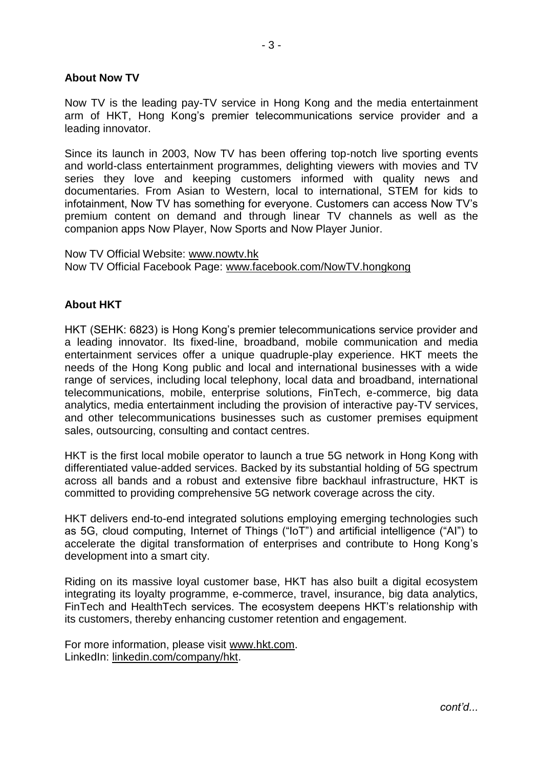**About Now TV**

Now TV is the leading pay-TV service in Hong Kong and the media entertainment arm of HKT, Hong Kong's premier telecommunications service provider and a leading innovator.

Since its launch in 2003, Now TV has been offering top-notch live sporting events and world-class entertainment programmes, delighting viewers with movies and TV series they love and keeping customers informed with quality news and documentaries. From Asian to Western, local to international, STEM for kids to infotainment, Now TV has something for everyone. Customers can access Now TV's premium content on demand and through linear TV channels as well as the companion apps Now Player, Now Sports and Now Player Junior.

Now TV Official Website: www.nowtv.hk
Now TV Official Facebook Page: www.facebook.com/NowTV.hongkong

**About HKT**

HKT (SEHK: 6823) is Hong Kong's premier telecommunications service provider and a leading innovator. Its fixed-line, broadband, mobile communication and media entertainment services offer a unique quadruple-play experience. HKT meets the needs of the Hong Kong public and local and international businesses with a wide range of services, including local telephony, local data and broadband, international telecommunications, mobile, enterprise solutions, FinTech, e-commerce, big data analytics, media entertainment including the provision of interactive pay-TV services, and other telecommunications businesses such as customer premises equipment sales, outsourcing, consulting and contact centres.

HKT is the first local mobile operator to launch a true 5G network in Hong Kong with differentiated value-added services. Backed by its substantial holding of 5G spectrum across all bands and a robust and extensive fibre backhaul infrastructure, HKT is committed to providing comprehensive 5G network coverage across the city.

HKT delivers end-to-end integrated solutions employing emerging technologies such as 5G, cloud computing, Internet of Things ("IoT") and artificial intelligence ("AI") to accelerate the digital transformation of enterprises and contribute to Hong Kong's development into a smart city.

Riding on its massive loyal customer base, HKT has also built a digital ecosystem integrating its loyalty programme, e-commerce, travel, insurance, big data analytics, FinTech and HealthTech services. The ecosystem deepens HKT's relationship with its customers, thereby enhancing customer retention and engagement.

For more information, please visit www.hkt.com.
LinkedIn: linkedin.com/company/hkt.

*cont'd...*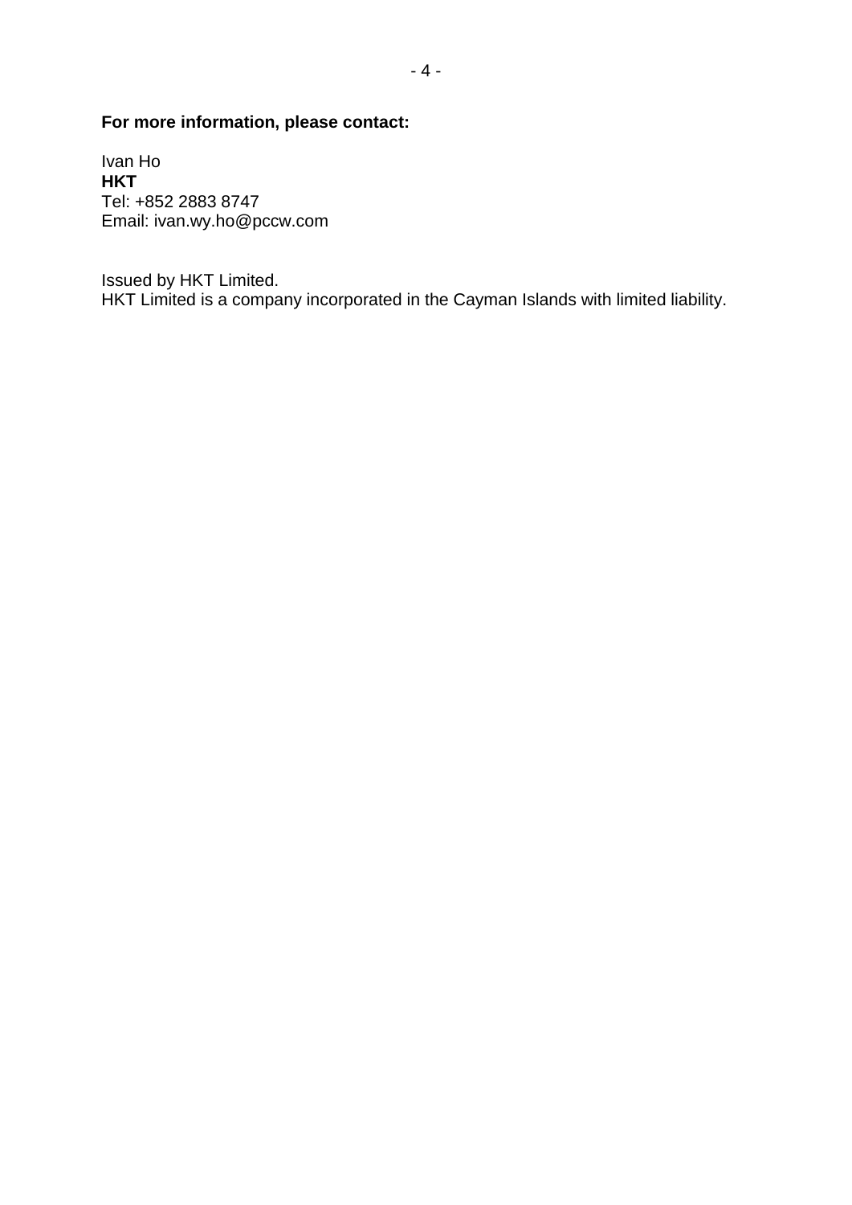**For more information, please contact:**

Ivan Ho  
**HKT**  
Tel: +852 2883 8747  
Email: ivan.wy.ho@pccw.com

Issued by HKT Limited.  
HKT Limited is a company incorporated in the Cayman Islands with limited liability.